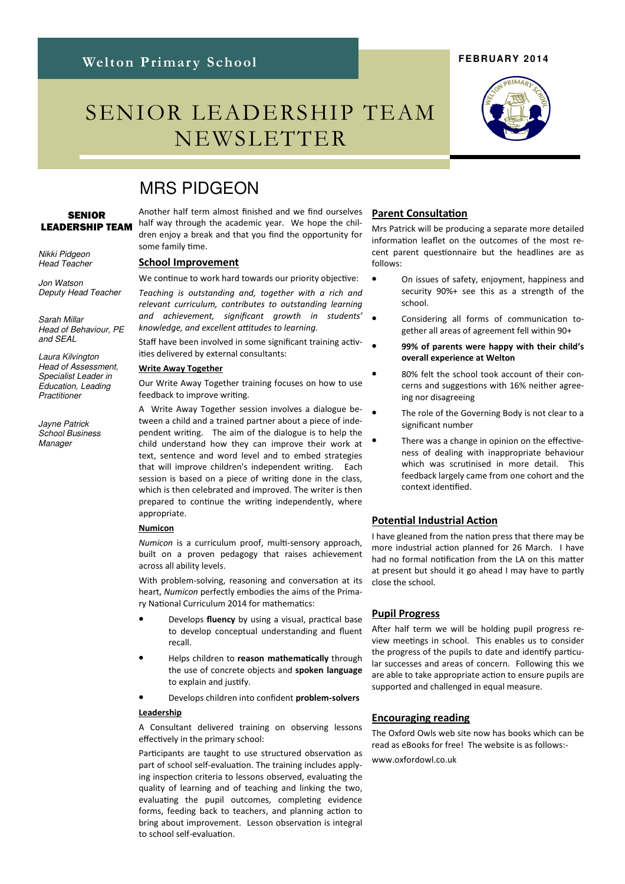**Welton Primary School**

**FEBRUARY 2014**

# SENIOR LEADERSHIP TEAM NEWSLETTER

**SENIOR LEADERSHIP TEAM**

*Nikki Pidgeon*
*Head Teacher*

*Jon Watson*
*Deputy Head Teacher*

*Sarah Millar*
*Head of Behaviour, PE and SEAL*

*Laura Kilvington*
*Head of Assessment, Specialist Leader in Education, Leading Practitioner*

*Jayne Patrick*
*School Business Manager*

## MRS PIDGEON

Another half term almost finished and we find ourselves half way through the academic year. We hope the children enjoy a break and that you find the opportunity for some family time.

### School Improvement

We continue to work hard towards our priority objective:

*Teaching is outstanding and, together with a rich and relevant curriculum, contributes to outstanding learning and achievement, significant growth in students' knowledge, and excellent attitudes to learning.*

Staff have been involved in some significant training activities delivered by external consultants:

**Write Away Together**

Our Write Away Together training focuses on how to use feedback to improve writing.

A Write Away Together session involves a dialogue between a child and a trained partner about a piece of independent writing. The aim of the dialogue is to help the child understand how they can improve their work at text, sentence and word level and to embed strategies that will improve children's independent writing. Each session is based on a piece of writing done in the class, which is then celebrated and improved. The writer is then prepared to continue the writing independently, where appropriate.

**Numicon**

*Numicon* is a curriculum proof, multi-sensory approach, built on a proven pedagogy that raises achievement across all ability levels.

With problem-solving, reasoning and conversation at its heart, *Numicon* perfectly embodies the aims of the Primary National Curriculum 2014 for mathematics:

- Develops **fluency** by using a visual, practical base to develop conceptual understanding and fluent recall.
- Helps children to **reason mathematically** through the use of concrete objects and **spoken language** to explain and justify.
- Develops children into confident **problem-solvers**

**Leadership**

A Consultant delivered training on observing lessons effectively in the primary school:

Participants are taught to use structured observation as part of school self-evaluation. The training includes applying inspection criteria to lessons observed, evaluating the quality of learning and of teaching and linking the two, evaluating the pupil outcomes, completing evidence forms, feeding back to teachers, and planning action to bring about improvement. Lesson observation is integral to school self-evaluation.

### Parent Consultation

Mrs Patrick will be producing a separate more detailed information leaflet on the outcomes of the most recent parent questionnaire but the headlines are as follows:

- On issues of safety, enjoyment, happiness and security 90%+ see this as a strength of the school.
- Considering all forms of communication together all areas of agreement fell within 90+
- **99% of parents were happy with their child's overall experience at Welton**
- 80% felt the school took account of their concerns and suggestions with 16% neither agreeing nor disagreeing
- The role of the Governing Body is not clear to a significant number
- There was a change in opinion on the effectiveness of dealing with inappropriate behaviour which was scrutinised in more detail. This feedback largely came from one cohort and the context identified.

### Potential Industrial Action

I have gleaned from the nation press that there may be more industrial action planned for 26 March. I have had no formal notification from the LA on this matter at present but should it go ahead I may have to partly close the school.

### Pupil Progress

After half term we will be holding pupil progress review meetings in school. This enables us to consider the progress of the pupils to date and identify particular successes and areas of concern. Following this we are able to take appropriate action to ensure pupils are supported and challenged in equal measure.

### Encouraging reading

The Oxford Owls web site now has books which can be read as eBooks for free! The website is as follows:-

www.oxfordowl.co.uk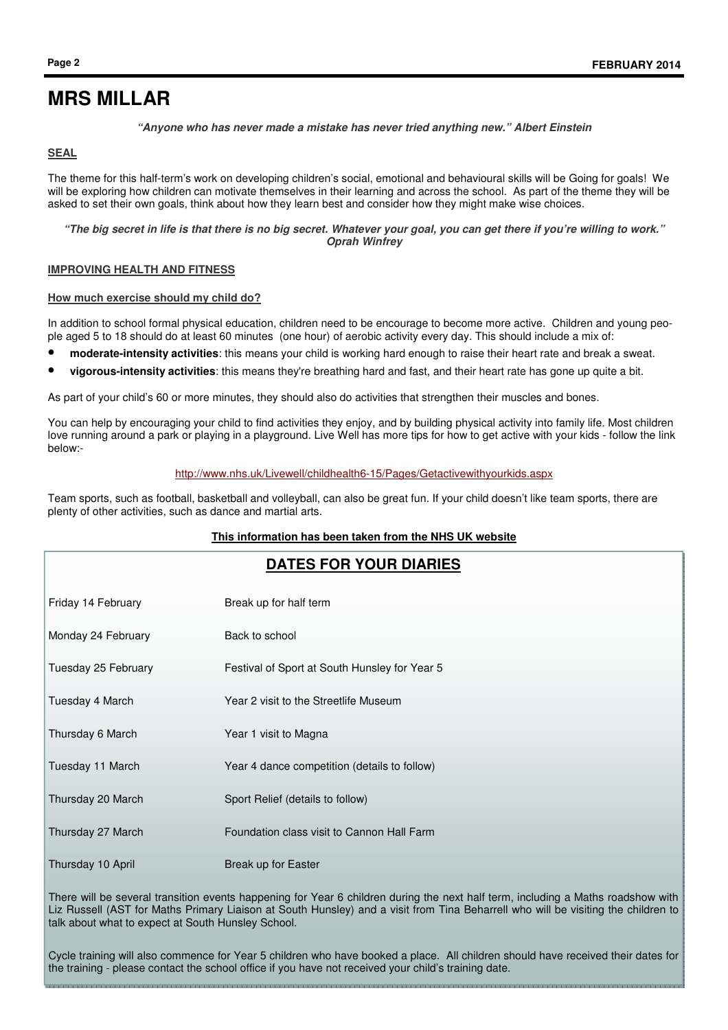# MRS MILLAR

***"Anyone who has never made a mistake has never tried anything new." Albert Einstein***

## SEAL

The theme for this half-term's work on developing children's social, emotional and behavioural skills will be Going for goals! We will be exploring how children can motivate themselves in their learning and across the school. As part of the theme they will be asked to set their own goals, think about how they learn best and consider how they might make wise choices.

***"The big secret in life is that there is no big secret. Whatever your goal, you can get there if you're willing to work." Oprah Winfrey***

## IMPROVING HEALTH AND FITNESS

### How much exercise should my child do?

In addition to school formal physical education, children need to be encourage to become more active. Children and young people aged 5 to 18 should do at least 60 minutes (one hour) of aerobic activity every day. This should include a mix of:

- **moderate-intensity activities**: this means your child is working hard enough to raise their heart rate and break a sweat.
- **vigorous-intensity activities**: this means they're breathing hard and fast, and their heart rate has gone up quite a bit.

As part of your child's 60 or more minutes, they should also do activities that strengthen their muscles and bones.

You can help by encouraging your child to find activities they enjoy, and by building physical activity into family life. Most children love running around a park or playing in a playground. Live Well has more tips for how to get active with your kids - follow the link below:-

http://www.nhs.uk/Livewell/childhealth6-15/Pages/Getactivewithyourkids.aspx

Team sports, such as football, basketball and volleyball, can also be great fun. If your child doesn't like team sports, there are plenty of other activities, such as dance and martial arts.

**This information has been taken from the NHS UK website**

## DATES FOR YOUR DIARIES

| Date | Event |
|---|---|
| Friday 14 February | Break up for half term |
| Monday 24 February | Back to school |
| Tuesday 25 February | Festival of Sport at South Hunsley for Year 5 |
| Tuesday 4 March | Year 2 visit to the Streetlife Museum |
| Thursday 6 March | Year 1 visit to Magna |
| Tuesday 11 March | Year 4 dance competition (details to follow) |
| Thursday 20 March | Sport Relief (details to follow) |
| Thursday 27 March | Foundation class visit to Cannon Hall Farm |
| Thursday 10 April | Break up for Easter |

There will be several transition events happening for Year 6 children during the next half term, including a Maths roadshow with Liz Russell (AST for Maths Primary Liaison at South Hunsley) and a visit from Tina Beharrell who will be visiting the children to talk about what to expect at South Hunsley School.

Cycle training will also commence for Year 5 children who have booked a place. All children should have received their dates for the training - please contact the school office if you have not received your child's training date.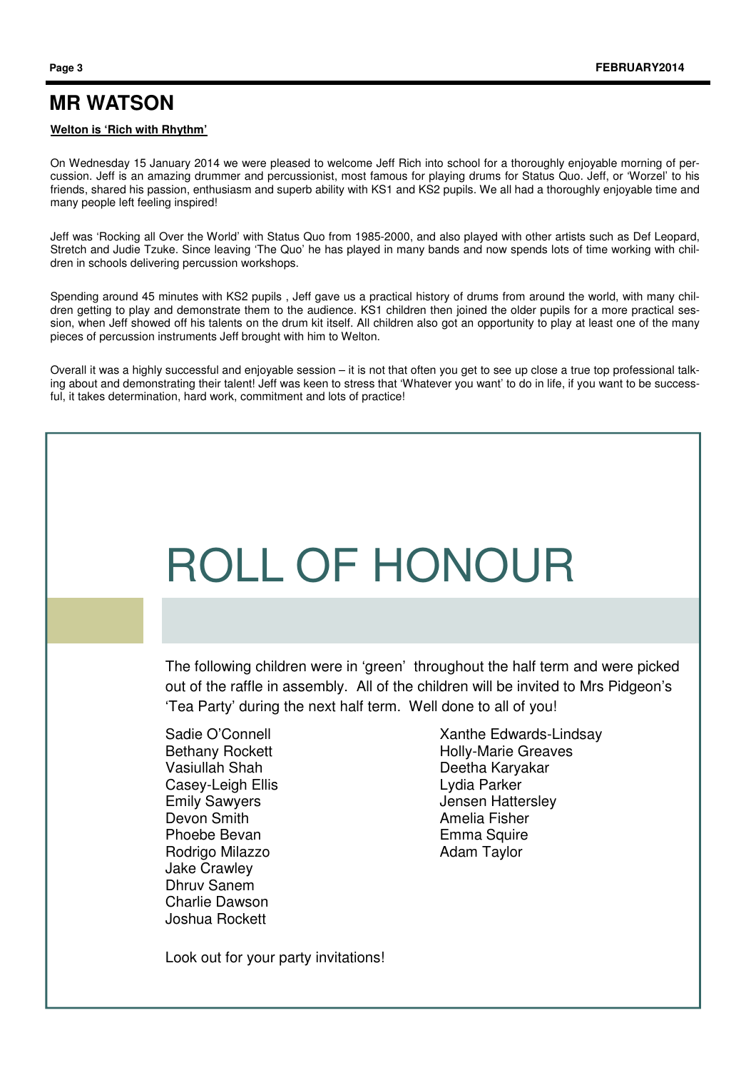# MR WATSON

**Welton is 'Rich with Rhythm'**

On Wednesday 15 January 2014 we were pleased to welcome Jeff Rich into school for a thoroughly enjoyable morning of percussion. Jeff is an amazing drummer and percussionist, most famous for playing drums for Status Quo. Jeff, or 'Worzel' to his friends, shared his passion, enthusiasm and superb ability with KS1 and KS2 pupils. We all had a thoroughly enjoyable time and many people left feeling inspired!

Jeff was 'Rocking all Over the World' with Status Quo from 1985-2000, and also played with other artists such as Def Leopard, Stretch and Judie Tzuke. Since leaving 'The Quo' he has played in many bands and now spends lots of time working with children in schools delivering percussion workshops.

Spending around 45 minutes with KS2 pupils , Jeff gave us a practical history of drums from around the world, with many children getting to play and demonstrate them to the audience. KS1 children then joined the older pupils for a more practical session, when Jeff showed off his talents on the drum kit itself. All children also got an opportunity to play at least one of the many pieces of percussion instruments Jeff brought with him to Welton.

Overall it was a highly successful and enjoyable session – it is not that often you get to see up close a true top professional talking about and demonstrating their talent! Jeff was keen to stress that 'Whatever you want' to do in life, if you want to be successful, it takes determination, hard work, commitment and lots of practice!

## ROLL OF HONOUR

The following children were in 'green' throughout the half term and were picked out of the raffle in assembly. All of the children will be invited to Mrs Pidgeon's 'Tea Party' during the next half term. Well done to all of you!

Sadie O'Connell
Bethany Rockett
Vasiullah Shah
Casey-Leigh Ellis
Emily Sawyers
Devon Smith
Phoebe Bevan
Rodrigo Milazzo
Jake Crawley
Dhruv Sanem
Charlie Dawson
Joshua Rockett
Xanthe Edwards-Lindsay
Holly-Marie Greaves
Deetha Karyakar
Lydia Parker
Jensen Hattersley
Amelia Fisher
Emma Squire
Adam Taylor

Look out for your party invitations!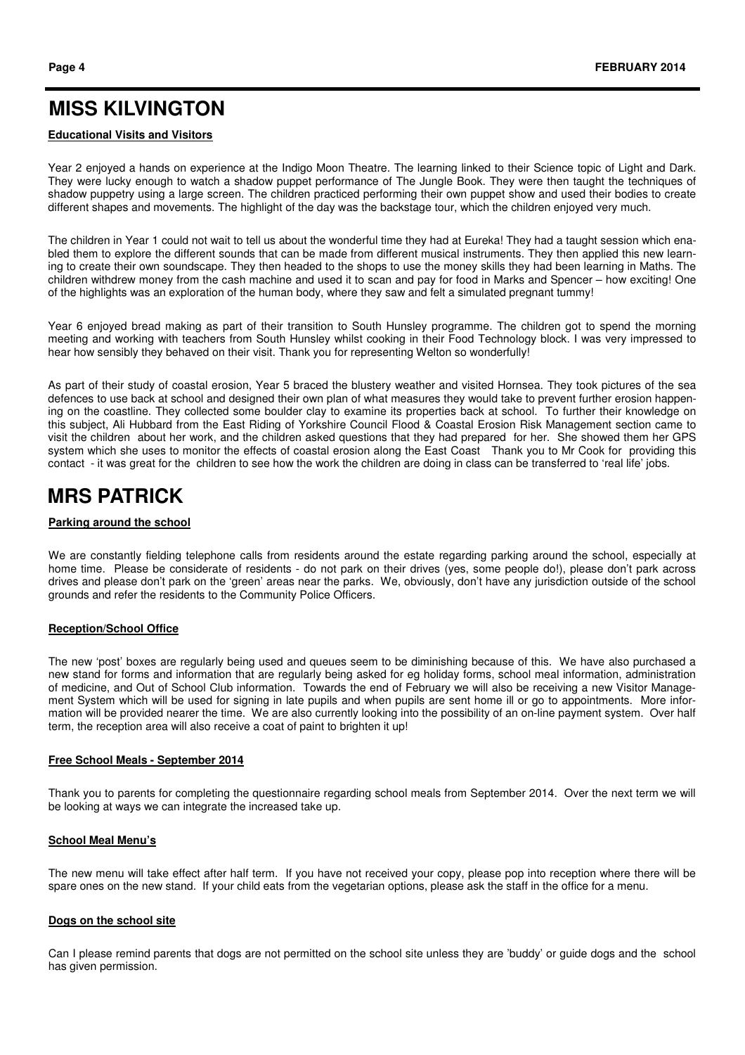## MISS KILVINGTON

**Educational Visits and Visitors**

Year 2 enjoyed a hands on experience at the Indigo Moon Theatre. The learning linked to their Science topic of Light and Dark. They were lucky enough to watch a shadow puppet performance of The Jungle Book. They were then taught the techniques of shadow puppetry using a large screen. The children practiced performing their own puppet show and used their bodies to create different shapes and movements. The highlight of the day was the backstage tour, which the children enjoyed very much.

The children in Year 1 could not wait to tell us about the wonderful time they had at Eureka! They had a taught session which enabled them to explore the different sounds that can be made from different musical instruments. They then applied this new learning to create their own soundscape. They then headed to the shops to use the money skills they had been learning in Maths. The children withdrew money from the cash machine and used it to scan and pay for food in Marks and Spencer – how exciting! One of the highlights was an exploration of the human body, where they saw and felt a simulated pregnant tummy!

Year 6 enjoyed bread making as part of their transition to South Hunsley programme. The children got to spend the morning meeting and working with teachers from South Hunsley whilst cooking in their Food Technology block. I was very impressed to hear how sensibly they behaved on their visit. Thank you for representing Welton so wonderfully!

As part of their study of coastal erosion, Year 5 braced the blustery weather and visited Hornsea. They took pictures of the sea defences to use back at school and designed their own plan of what measures they would take to prevent further erosion happening on the coastline. They collected some boulder clay to examine its properties back at school. To further their knowledge on this subject, Ali Hubbard from the East Riding of Yorkshire Council Flood & Coastal Erosion Risk Management section came to visit the children about her work, and the children asked questions that they had prepared for her. She showed them her GPS system which she uses to monitor the effects of coastal erosion along the East Coast Thank you to Mr Cook for providing this contact - it was great for the children to see how the work the children are doing in class can be transferred to 'real life' jobs.

## MRS PATRICK

**Parking around the school**

We are constantly fielding telephone calls from residents around the estate regarding parking around the school, especially at home time. Please be considerate of residents - do not park on their drives (yes, some people do!), please don't park across drives and please don't park on the 'green' areas near the parks. We, obviously, don't have any jurisdiction outside of the school grounds and refer the residents to the Community Police Officers.

**Reception/School Office**

The new 'post' boxes are regularly being used and queues seem to be diminishing because of this. We have also purchased a new stand for forms and information that are regularly being asked for eg holiday forms, school meal information, administration of medicine, and Out of School Club information. Towards the end of February we will also be receiving a new Visitor Management System which will be used for signing in late pupils and when pupils are sent home ill or go to appointments. More information will be provided nearer the time. We are also currently looking into the possibility of an on-line payment system. Over half term, the reception area will also receive a coat of paint to brighten it up!

**Free School Meals - September 2014**

Thank you to parents for completing the questionnaire regarding school meals from September 2014. Over the next term we will be looking at ways we can integrate the increased take up.

**School Meal Menu's**

The new menu will take effect after half term. If you have not received your copy, please pop into reception where there will be spare ones on the new stand. If your child eats from the vegetarian options, please ask the staff in the office for a menu.

**Dogs on the school site**

Can I please remind parents that dogs are not permitted on the school site unless they are 'buddy' or guide dogs and the school has given permission.